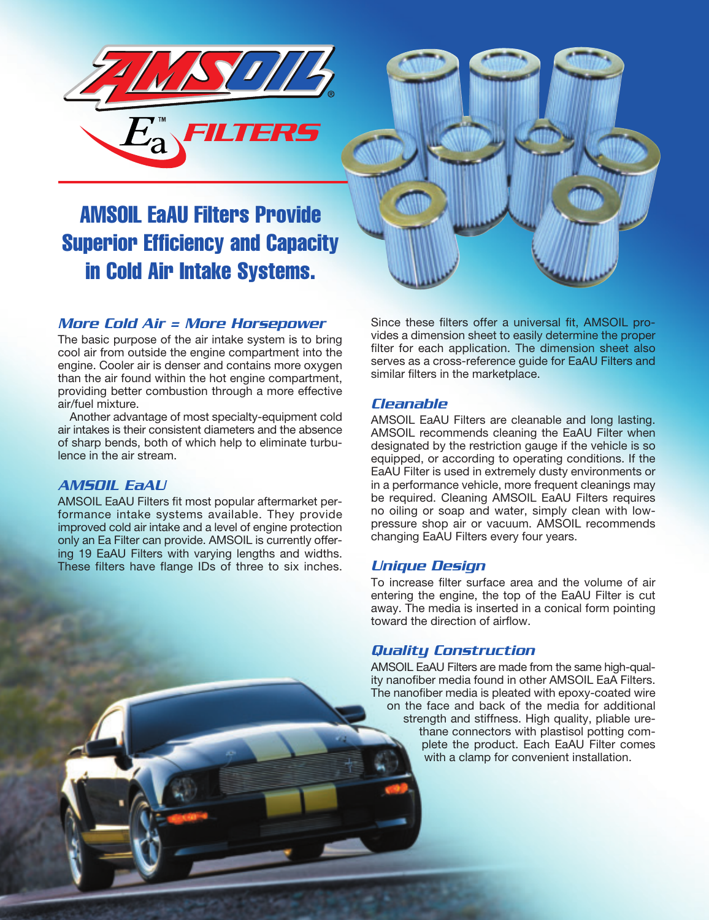AMSOIL

Ea™ FILTERS

# AMSOIL EaAU Filters Provide Superior Efficiency and Capacity in Cold Air Intake Systems.

## *More Cold Air = More Horsepower*

The basic purpose of the air intake system is to bring cool air from outside the engine compartment into the engine. Cooler air is denser and contains more oxygen than the air found within the hot engine compartment, providing better combustion through a more effective air/fuel mixture.

Another advantage of most specialty-equipment cold air intakes is their consistent diameters and the absence of sharp bends, both of which help to eliminate turbulence in the air stream.

## *AMSOIL EaAU*

AMSOIL EaAU Filters fit most popular aftermarket performance intake systems available. They provide improved cold air intake and a level of engine protection only an Ea Filter can provide. AMSOIL is currently offering 19 EaAU Filters with varying lengths and widths. These filters have flange IDs of three to six inches.

Since these filters offer a universal fit, AMSOIL provides a dimension sheet to easily determine the proper filter for each application. The dimension sheet also serves as a cross-reference guide for EaAU Filters and similar filters in the marketplace.

## *Cleanable*

AMSOIL EaAU Filters are cleanable and long lasting. AMSOIL recommends cleaning the EaAU Filter when designated by the restriction gauge if the vehicle is so equipped, or according to operating conditions. If the EaAU Filter is used in extremely dusty environments or in a performance vehicle, more frequent cleanings may be required. Cleaning AMSOIL EaAU Filters requires no oiling or soap and water, simply clean with low-pressure shop air or vacuum. AMSOIL recommends changing EaAU Filters every four years.

## *Unique Design*

To increase filter surface area and the volume of air entering the engine, the top of the EaAU Filter is cut away. The media is inserted in a conical form pointing toward the direction of airflow.

## *Quality Construction*

AMSOIL EaAU Filters are made from the same high-quality nanofiber media found in other AMSOIL EaA Filters. The nanofiber media is pleated with epoxy-coated wire on the face and back of the media for additional strength and stiffness. High quality, pliable urethane connectors with plastisol potting complete the product. Each EaAU Filter comes with a clamp for convenient installation.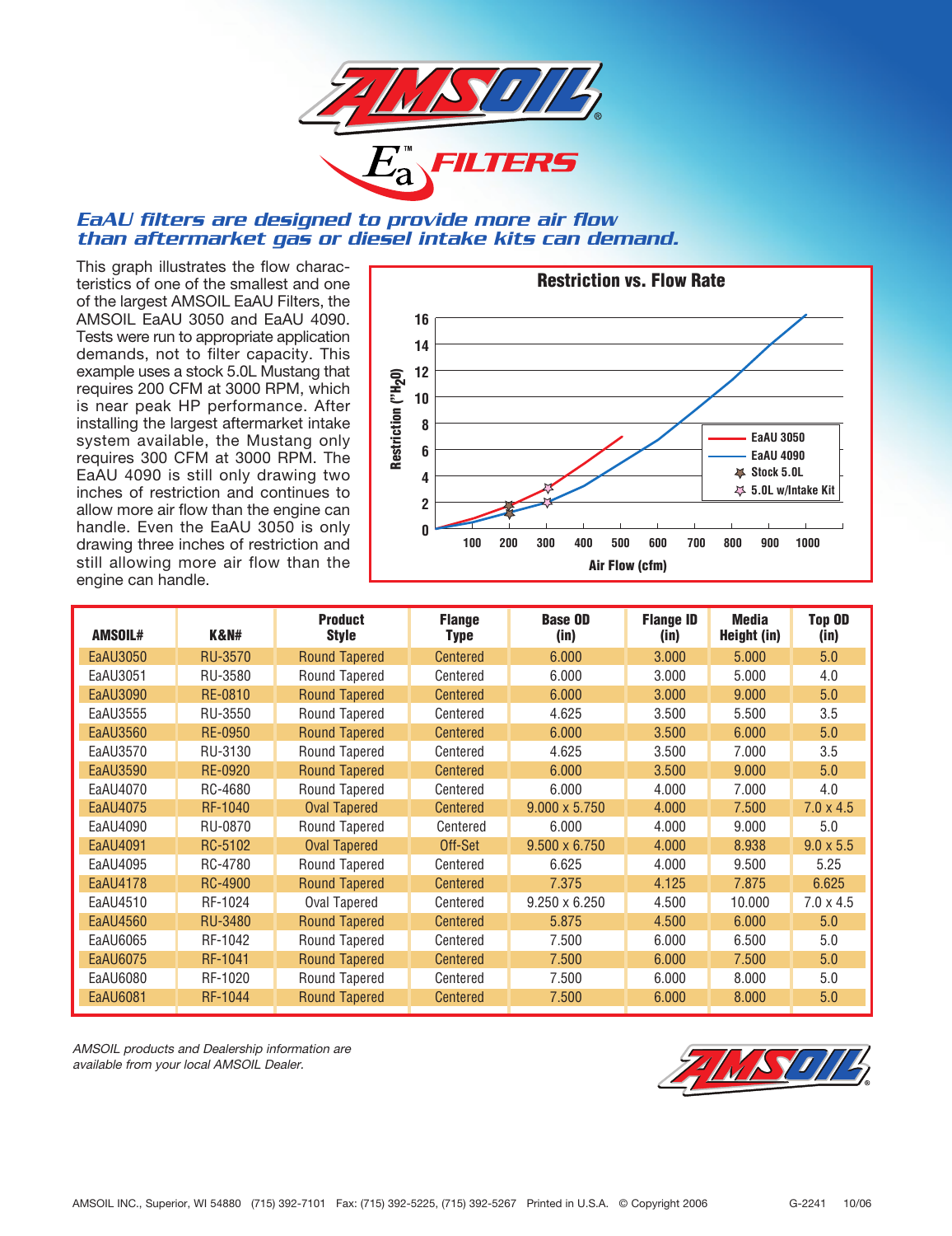AMSOIL

Ea™ FILTERS

## *EaAU filters are designed to provide more air flow than aftermarket gas or diesel intake kits can demand.*

This graph illustrates the flow characteristics of one of the smallest and one of the largest AMSOIL EaAU Filters, the AMSOIL EaAU 3050 and EaAU 4090. Tests were run to appropriate application demands, not to filter capacity. This example uses a stock 5.0L Mustang that requires 200 CFM at 3000 RPM, which is near peak HP performance. After installing the largest aftermarket intake system available, the Mustang only requires 300 CFM at 3000 RPM. The EaAU 4090 is still only drawing two inches of restriction and continues to allow more air flow than the engine can handle. Even the EaAU 3050 is only drawing three inches of restriction and still allowing more air flow than the engine can handle.

**Restriction vs. Flow Rate**

Restriction ("$H_2O$)

0
2
4
6
8
10
12
14
16

Air Flow (cfm)

100 200 300 400 500 600 700 800 900 1000

EaAU 3050
EaAU 4090
Stock 5.0L
5.0L w/Intake Kit

| AMSOIL# | K&N# | Product Style | Flange Type | Base OD (in) | Flange ID (in) | Media Height (in) | Top OD (in) |
|---|---|---|---|---|---|---|---|
| EaAU3050 | RU-3570 | Round Tapered | Centered | 6.000 | 3.000 | 5.000 | 5.0 |
| EaAU3051 | RU-3580 | Round Tapered | Centered | 6.000 | 3.000 | 5.000 | 4.0 |
| EaAU3090 | RE-0810 | Round Tapered | Centered | 6.000 | 3.000 | 9.000 | 5.0 |
| EaAU3555 | RU-3550 | Round Tapered | Centered | 4.625 | 3.500 | 5.500 | 3.5 |
| EaAU3560 | RE-0950 | Round Tapered | Centered | 6.000 | 3.500 | 6.000 | 5.0 |
| EaAU3570 | RU-3130 | Round Tapered | Centered | 4.625 | 3.500 | 7.000 | 3.5 |
| EaAU3590 | RE-0920 | Round Tapered | Centered | 6.000 | 3.500 | 9.000 | 5.0 |
| EaAU4070 | RC-4680 | Round Tapered | Centered | 6.000 | 4.000 | 7.000 | 4.0 |
| EaAU4075 | RF-1040 | Oval Tapered | Centered | 9.000 x 5.750 | 4.000 | 7.500 | 7.0 x 4.5 |
| EaAU4090 | RU-0870 | Round Tapered | Centered | 6.000 | 4.000 | 9.000 | 5.0 |
| EaAU4091 | RC-5102 | Oval Tapered | Off-Set | 9.500 x 6.750 | 4.000 | 8.938 | 9.0 x 5.5 |
| EaAU4095 | RC-4780 | Round Tapered | Centered | 6.625 | 4.000 | 9.500 | 5.25 |
| EaAU4178 | RC-4900 | Round Tapered | Centered | 7.375 | 4.125 | 7.875 | 6.625 |
| EaAU4510 | RF-1024 | Oval Tapered | Centered | 9.250 x 6.250 | 4.500 | 10.000 | 7.0 x 4.5 |
| EaAU4560 | RU-3480 | Round Tapered | Centered | 5.875 | 4.500 | 6.000 | 5.0 |
| EaAU6065 | RF-1042 | Round Tapered | Centered | 7.500 | 6.000 | 6.500 | 5.0 |
| EaAU6075 | RF-1041 | Round Tapered | Centered | 7.500 | 6.000 | 7.500 | 5.0 |
| EaAU6080 | RF-1020 | Round Tapered | Centered | 7.500 | 6.000 | 8.000 | 5.0 |
| EaAU6081 | RF-1044 | Round Tapered | Centered | 7.500 | 6.000 | 8.000 | 5.0 |

*AMSOIL products and Dealership information are available from your local AMSOIL Dealer.*

AMSOIL

AMSOIL INC., Superior, WI 54880 (715) 392-7101 Fax: (715) 392-5225, (715) 392-5267 Printed in U.S.A. © Copyright 2006 G-2241 10/06